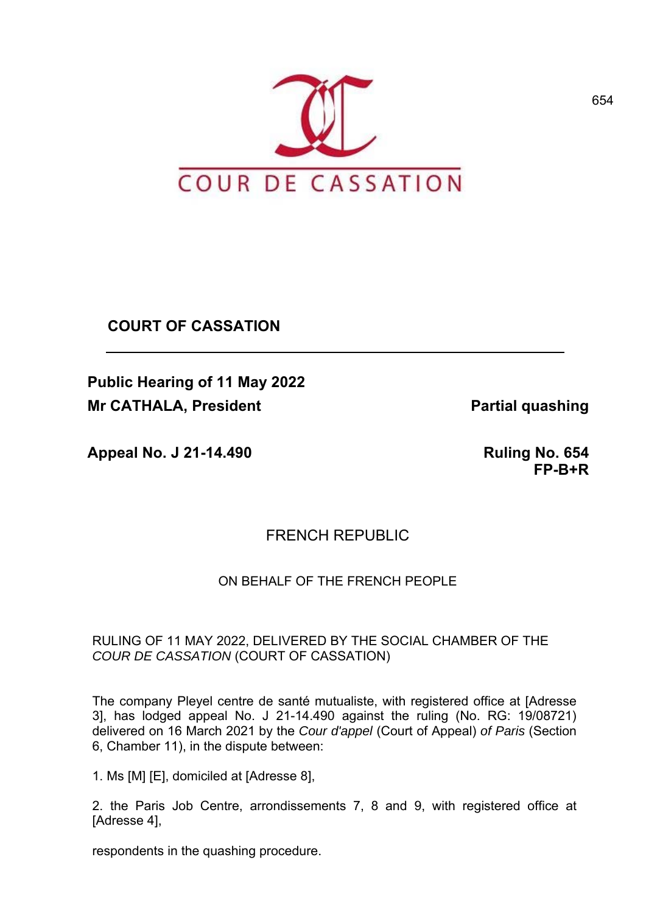COUR DE CASSATION

# COURT OF CASSATION

**Public Hearing of 11 May 2022**

**Mr CATHALA, President** — **Partial quashing**

**Appeal No. J 21-14.490** — **Ruling No. 654 FP-B+R**

FRENCH REPUBLIC

ON BEHALF OF THE FRENCH PEOPLE

RULING OF 11 MAY 2022, DELIVERED BY THE SOCIAL CHAMBER OF THE *COUR DE CASSATION* (COURT OF CASSATION)

The company Pleyel centre de santé mutualiste, with registered office at [Adresse 3], has lodged appeal No. J 21-14.490 against the ruling (No. RG: 19/08721) delivered on 16 March 2021 by the *Cour d'appel* (Court of Appeal) *of Paris* (Section 6, Chamber 11), in the dispute between:

1. Ms [M] [E], domiciled at [Adresse 8],

2. the Paris Job Centre, arrondissements 7, 8 and 9, with registered office at [Adresse 4],

respondents in the quashing procedure.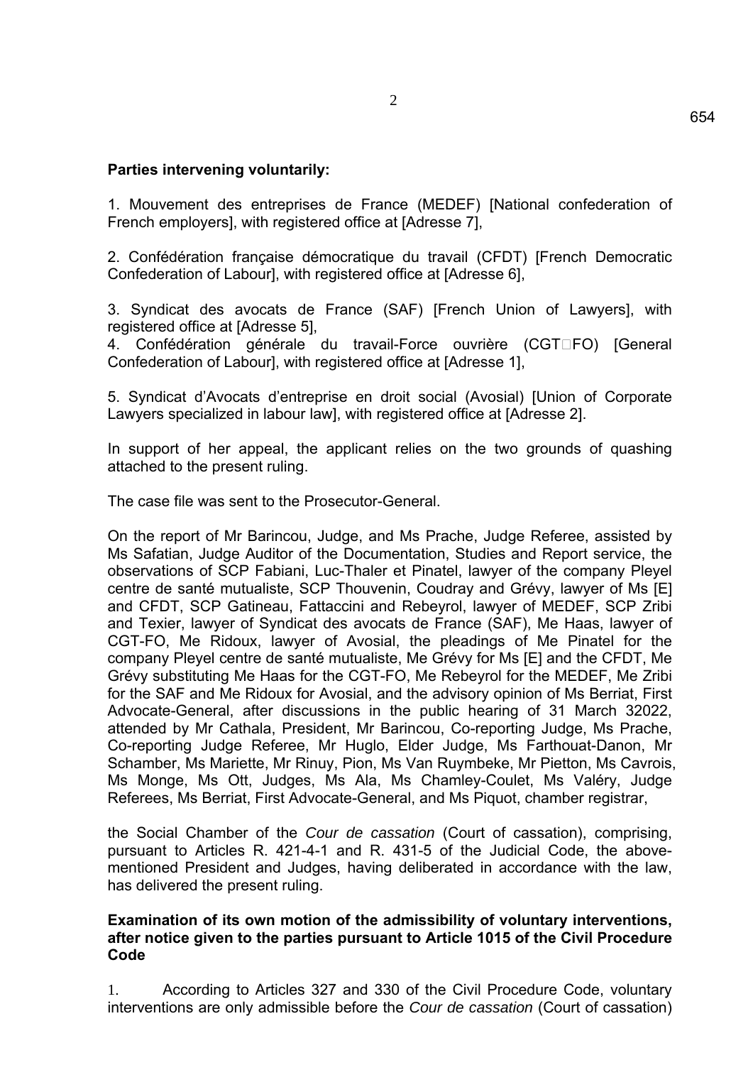**Parties intervening voluntarily:**

1. Mouvement des entreprises de France (MEDEF) [National confederation of French employers], with registered office at [Adresse 7],

2. Confédération française démocratique du travail (CFDT) [French Democratic Confederation of Labour], with registered office at [Adresse 6],

3. Syndicat des avocats de France (SAF) [French Union of Lawyers], with registered office at [Adresse 5],

4. Confédération générale du travail-Force ouvrière (CGT-FO) [General Confederation of Labour], with registered office at [Adresse 1],

5. Syndicat d'Avocats d'entreprise en droit social (Avosial) [Union of Corporate Lawyers specialized in labour law], with registered office at [Adresse 2].

In support of her appeal, the applicant relies on the two grounds of quashing attached to the present ruling.

The case file was sent to the Prosecutor-General.

On the report of Mr Barincou, Judge, and Ms Prache, Judge Referee, assisted by Ms Safatian, Judge Auditor of the Documentation, Studies and Report service, the observations of SCP Fabiani, Luc-Thaler et Pinatel, lawyer of the company Pleyel centre de santé mutualiste, SCP Thouvenin, Coudray and Grévy, lawyer of Ms [E] and CFDT, SCP Gatineau, Fattaccini and Rebeyrol, lawyer of MEDEF, SCP Zribi and Texier, lawyer of Syndicat des avocats de France (SAF), Me Haas, lawyer of CGT-FO, Me Ridoux, lawyer of Avosial, the pleadings of Me Pinatel for the company Pleyel centre de santé mutualiste, Me Grévy for Ms [E] and the CFDT, Me Grévy substituting Me Haas for the CGT-FO, Me Rebeyrol for the MEDEF, Me Zribi for the SAF and Me Ridoux for Avosial, and the advisory opinion of Ms Berriat, First Advocate-General, after discussions in the public hearing of 31 March 32022, attended by Mr Cathala, President, Mr Barincou, Co-reporting Judge, Ms Prache, Co-reporting Judge Referee, Mr Huglo, Elder Judge, Ms Farthouat-Danon, Mr Schamber, Ms Mariette, Mr Rinuy, Pion, Ms Van Ruymbeke, Mr Pietton, Ms Cavrois, Ms Monge, Ms Ott, Judges, Ms Ala, Ms Chamley-Coulet, Ms Valéry, Judge Referees, Ms Berriat, First Advocate-General, and Ms Piquot, chamber registrar,

the Social Chamber of the *Cour de cassation* (Court of cassation), comprising, pursuant to Articles R. 421-4-1 and R. 431-5 of the Judicial Code, the above-mentioned President and Judges, having deliberated in accordance with the law, has delivered the present ruling.

**Examination of its own motion of the admissibility of voluntary interventions, after notice given to the parties pursuant to Article 1015 of the Civil Procedure Code**

1. According to Articles 327 and 330 of the Civil Procedure Code, voluntary interventions are only admissible before the *Cour de cassation* (Court of cassation)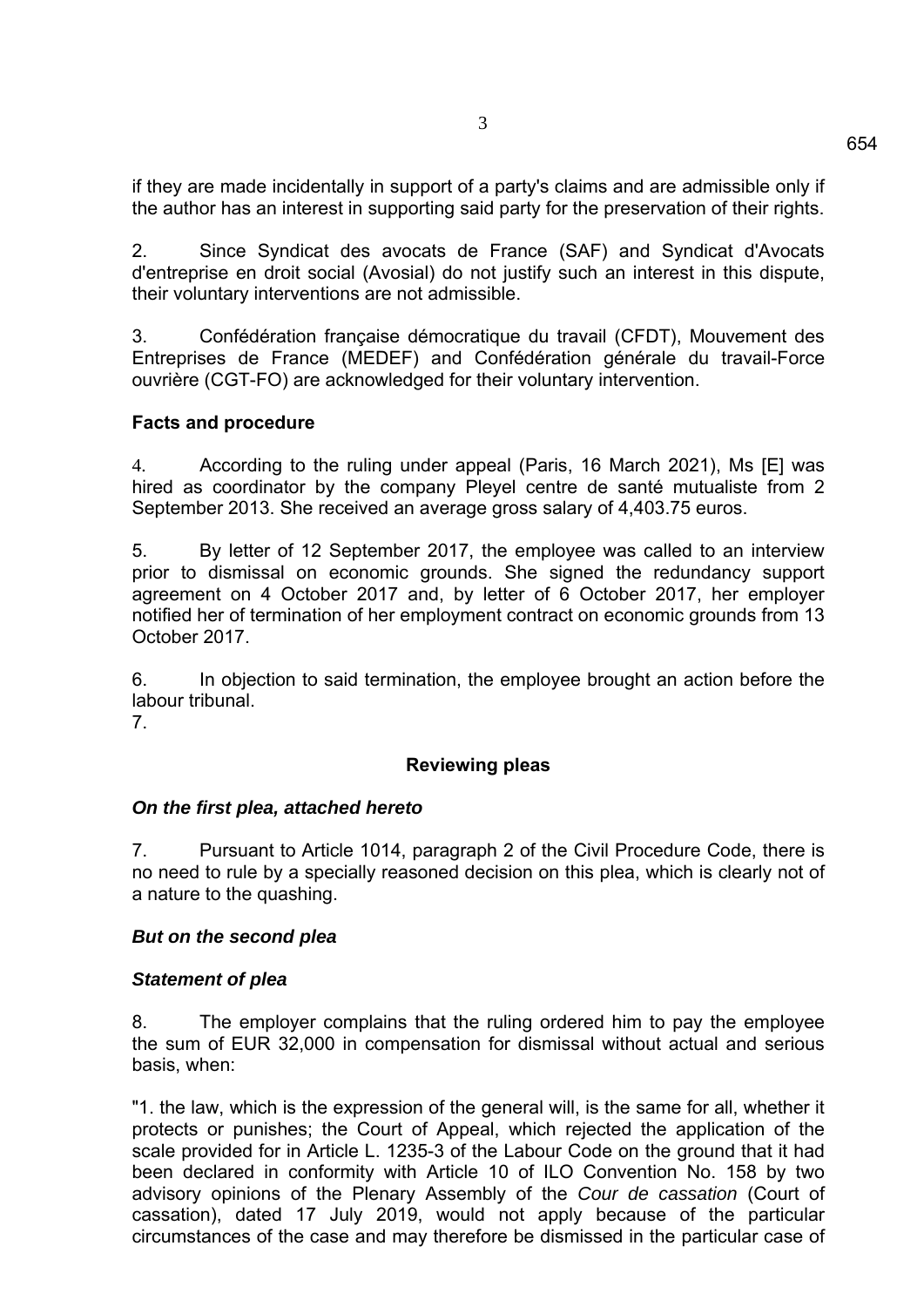if they are made incidentally in support of a party's claims and are admissible only if the author has an interest in supporting said party for the preservation of their rights.

2. Since Syndicat des avocats de France (SAF) and Syndicat d'Avocats d'entreprise en droit social (Avosial) do not justify such an interest in this dispute, their voluntary interventions are not admissible.

3. Confédération française démocratique du travail (CFDT), Mouvement des Entreprises de France (MEDEF) and Confédération générale du travail-Force ouvrière (CGT-FO) are acknowledged for their voluntary intervention.

**Facts and procedure**

4. According to the ruling under appeal (Paris, 16 March 2021), Ms [E] was hired as coordinator by the company Pleyel centre de santé mutualiste from 2 September 2013. She received an average gross salary of 4,403.75 euros.

5. By letter of 12 September 2017, the employee was called to an interview prior to dismissal on economic grounds. She signed the redundancy support agreement on 4 October 2017 and, by letter of 6 October 2017, her employer notified her of termination of her employment contract on economic grounds from 13 October 2017.

6. In objection to said termination, the employee brought an action before the labour tribunal.

7.

**Reviewing pleas**

***On the first plea, attached hereto***

7. Pursuant to Article 1014, paragraph 2 of the Civil Procedure Code, there is no need to rule by a specially reasoned decision on this plea, which is clearly not of a nature to the quashing.

***But on the second plea***

***Statement of plea***

8. The employer complains that the ruling ordered him to pay the employee the sum of EUR 32,000 in compensation for dismissal without actual and serious basis, when:

"1. the law, which is the expression of the general will, is the same for all, whether it protects or punishes; the Court of Appeal, which rejected the application of the scale provided for in Article L. 1235-3 of the Labour Code on the ground that it had been declared in conformity with Article 10 of ILO Convention No. 158 by two advisory opinions of the Plenary Assembly of the *Cour de cassation* (Court of cassation), dated 17 July 2019, would not apply because of the particular circumstances of the case and may therefore be dismissed in the particular case of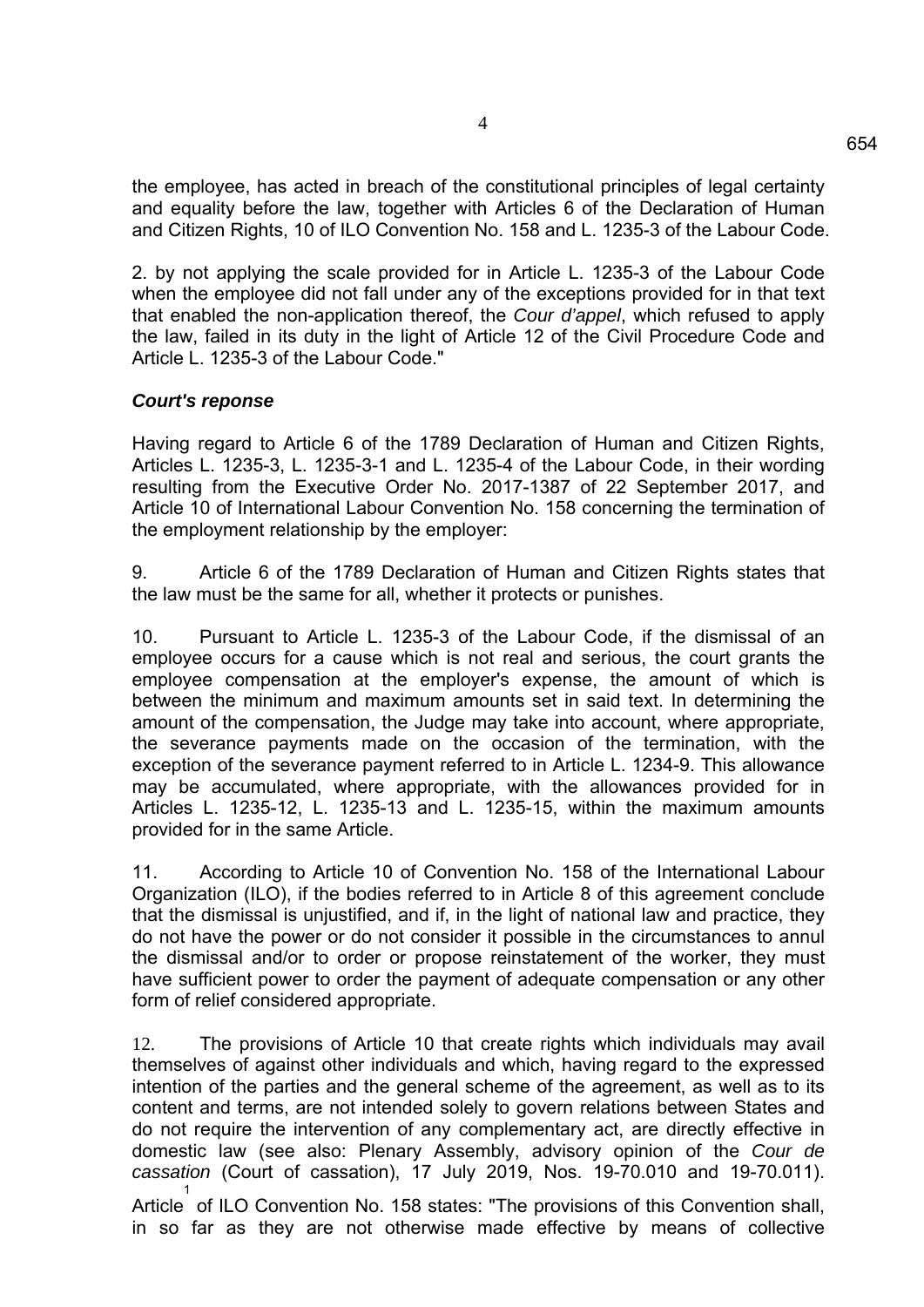the employee, has acted in breach of the constitutional principles of legal certainty and equality before the law, together with Articles 6 of the Declaration of Human and Citizen Rights, 10 of ILO Convention No. 158 and L. 1235-3 of the Labour Code.

2. by not applying the scale provided for in Article L. 1235-3 of the Labour Code when the employee did not fall under any of the exceptions provided for in that text that enabled the non-application thereof, the *Cour d'appel*, which refused to apply the law, failed in its duty in the light of Article 12 of the Civil Procedure Code and Article L. 1235-3 of the Labour Code."

### *Court's reponse*

Having regard to Article 6 of the 1789 Declaration of Human and Citizen Rights, Articles L. 1235-3, L. 1235-3-1 and L. 1235-4 of the Labour Code, in their wording resulting from the Executive Order No. 2017-1387 of 22 September 2017, and Article 10 of International Labour Convention No. 158 concerning the termination of the employment relationship by the employer:

9. Article 6 of the 1789 Declaration of Human and Citizen Rights states that the law must be the same for all, whether it protects or punishes.

10. Pursuant to Article L. 1235-3 of the Labour Code, if the dismissal of an employee occurs for a cause which is not real and serious, the court grants the employee compensation at the employer's expense, the amount of which is between the minimum and maximum amounts set in said text. In determining the amount of the compensation, the Judge may take into account, where appropriate, the severance payments made on the occasion of the termination, with the exception of the severance payment referred to in Article L. 1234-9. This allowance may be accumulated, where appropriate, with the allowances provided for in Articles L. 1235-12, L. 1235-13 and L. 1235-15, within the maximum amounts provided for in the same Article.

11. According to Article 10 of Convention No. 158 of the International Labour Organization (ILO), if the bodies referred to in Article 8 of this agreement conclude that the dismissal is unjustified, and if, in the light of national law and practice, they do not have the power or do not consider it possible in the circumstances to annul the dismissal and/or to order or propose reinstatement of the worker, they must have sufficient power to order the payment of adequate compensation or any other form of relief considered appropriate.

12. The provisions of Article 10 that create rights which individuals may avail themselves of against other individuals and which, having regard to the expressed intention of the parties and the general scheme of the agreement, as well as to its content and terms, are not intended solely to govern relations between States and do not require the intervention of any complementary act, are directly effective in domestic law (see also: Plenary Assembly, advisory opinion of the *Cour de cassation* (Court of cassation), 17 July 2019, Nos. 19-70.010 and 19-70.011). Article 1 of ILO Convention No. 158 states: "The provisions of this Convention shall, in so far as they are not otherwise made effective by means of collective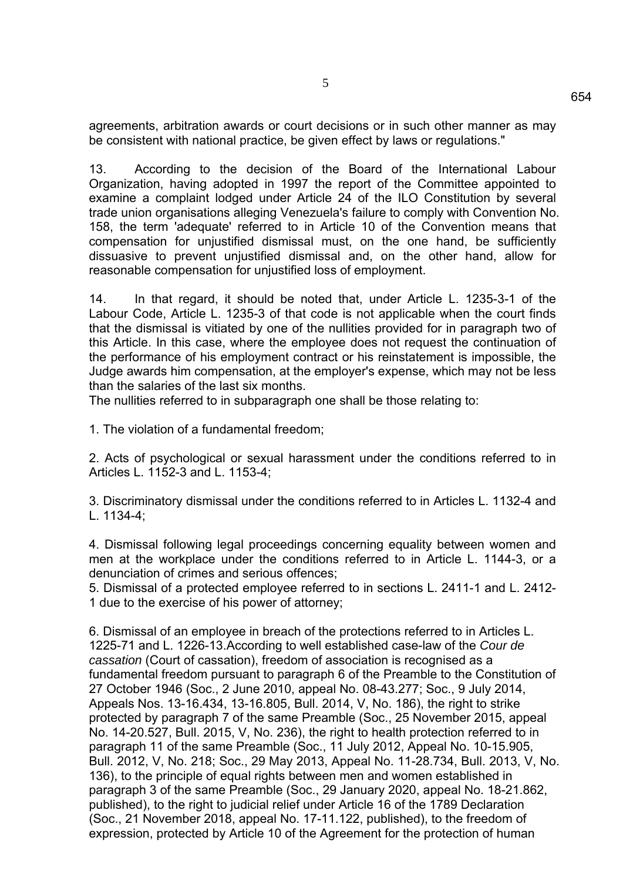agreements, arbitration awards or court decisions or in such other manner as may be consistent with national practice, be given effect by laws or regulations."

13. According to the decision of the Board of the International Labour Organization, having adopted in 1997 the report of the Committee appointed to examine a complaint lodged under Article 24 of the ILO Constitution by several trade union organisations alleging Venezuela's failure to comply with Convention No. 158, the term 'adequate' referred to in Article 10 of the Convention means that compensation for unjustified dismissal must, on the one hand, be sufficiently dissuasive to prevent unjustified dismissal and, on the other hand, allow for reasonable compensation for unjustified loss of employment.

14. In that regard, it should be noted that, under Article L. 1235-3-1 of the Labour Code, Article L. 1235-3 of that code is not applicable when the court finds that the dismissal is vitiated by one of the nullities provided for in paragraph two of this Article. In this case, where the employee does not request the continuation of the performance of his employment contract or his reinstatement is impossible, the Judge awards him compensation, at the employer's expense, which may not be less than the salaries of the last six months.
The nullities referred to in subparagraph one shall be those relating to:

1. The violation of a fundamental freedom;

2. Acts of psychological or sexual harassment under the conditions referred to in Articles L. 1152-3 and L. 1153-4;

3. Discriminatory dismissal under the conditions referred to in Articles L. 1132-4 and L. 1134-4;

4. Dismissal following legal proceedings concerning equality between women and men at the workplace under the conditions referred to in Article L. 1144-3, or a denunciation of crimes and serious offences;
5. Dismissal of a protected employee referred to in sections L. 2411-1 and L. 2412-1 due to the exercise of his power of attorney;

6. Dismissal of an employee in breach of the protections referred to in Articles L. 1225-71 and L. 1226-13.According to well established case-law of the *Cour de cassation* (Court of cassation), freedom of association is recognised as a fundamental freedom pursuant to paragraph 6 of the Preamble to the Constitution of 27 October 1946 (Soc., 2 June 2010, appeal No. 08-43.277; Soc., 9 July 2014, Appeals Nos. 13-16.434, 13-16.805, Bull. 2014, V, No. 186), the right to strike protected by paragraph 7 of the same Preamble (Soc., 25 November 2015, appeal No. 14-20.527, Bull. 2015, V, No. 236), the right to health protection referred to in paragraph 11 of the same Preamble (Soc., 11 July 2012, Appeal No. 10-15.905, Bull. 2012, V, No. 218; Soc., 29 May 2013, Appeal No. 11-28.734, Bull. 2013, V, No. 136), to the principle of equal rights between men and women established in paragraph 3 of the same Preamble (Soc., 29 January 2020, appeal No. 18-21.862, published), to the right to judicial relief under Article 16 of the 1789 Declaration (Soc., 21 November 2018, appeal No. 17-11.122, published), to the freedom of expression, protected by Article 10 of the Agreement for the protection of human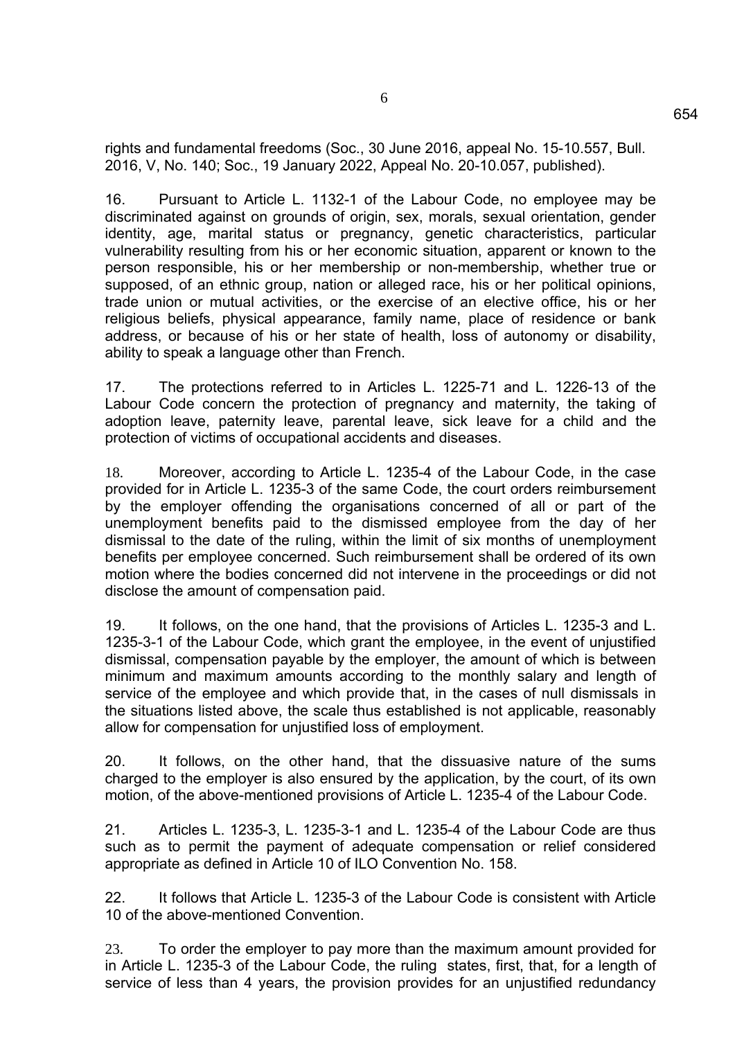rights and fundamental freedoms (Soc., 30 June 2016, appeal No. 15-10.557, Bull. 2016, V, No. 140; Soc., 19 January 2022, Appeal No. 20-10.057, published).

16. Pursuant to Article L. 1132-1 of the Labour Code, no employee may be discriminated against on grounds of origin, sex, morals, sexual orientation, gender identity, age, marital status or pregnancy, genetic characteristics, particular vulnerability resulting from his or her economic situation, apparent or known to the person responsible, his or her membership or non-membership, whether true or supposed, of an ethnic group, nation or alleged race, his or her political opinions, trade union or mutual activities, or the exercise of an elective office, his or her religious beliefs, physical appearance, family name, place of residence or bank address, or because of his or her state of health, loss of autonomy or disability, ability to speak a language other than French.

17. The protections referred to in Articles L. 1225-71 and L. 1226-13 of the Labour Code concern the protection of pregnancy and maternity, the taking of adoption leave, paternity leave, parental leave, sick leave for a child and the protection of victims of occupational accidents and diseases.

18. Moreover, according to Article L. 1235-4 of the Labour Code, in the case provided for in Article L. 1235-3 of the same Code, the court orders reimbursement by the employer offending the organisations concerned of all or part of the unemployment benefits paid to the dismissed employee from the day of her dismissal to the date of the ruling, within the limit of six months of unemployment benefits per employee concerned. Such reimbursement shall be ordered of its own motion where the bodies concerned did not intervene in the proceedings or did not disclose the amount of compensation paid.

19. It follows, on the one hand, that the provisions of Articles L. 1235-3 and L. 1235-3-1 of the Labour Code, which grant the employee, in the event of unjustified dismissal, compensation payable by the employer, the amount of which is between minimum and maximum amounts according to the monthly salary and length of service of the employee and which provide that, in the cases of null dismissals in the situations listed above, the scale thus established is not applicable, reasonably allow for compensation for unjustified loss of employment.

20. It follows, on the other hand, that the dissuasive nature of the sums charged to the employer is also ensured by the application, by the court, of its own motion, of the above-mentioned provisions of Article L. 1235-4 of the Labour Code.

21. Articles L. 1235-3, L. 1235-3-1 and L. 1235-4 of the Labour Code are thus such as to permit the payment of adequate compensation or relief considered appropriate as defined in Article 10 of ILO Convention No. 158.

22. It follows that Article L. 1235-3 of the Labour Code is consistent with Article 10 of the above-mentioned Convention.

23. To order the employer to pay more than the maximum amount provided for in Article L. 1235-3 of the Labour Code, the ruling states, first, that, for a length of service of less than 4 years, the provision provides for an unjustified redundancy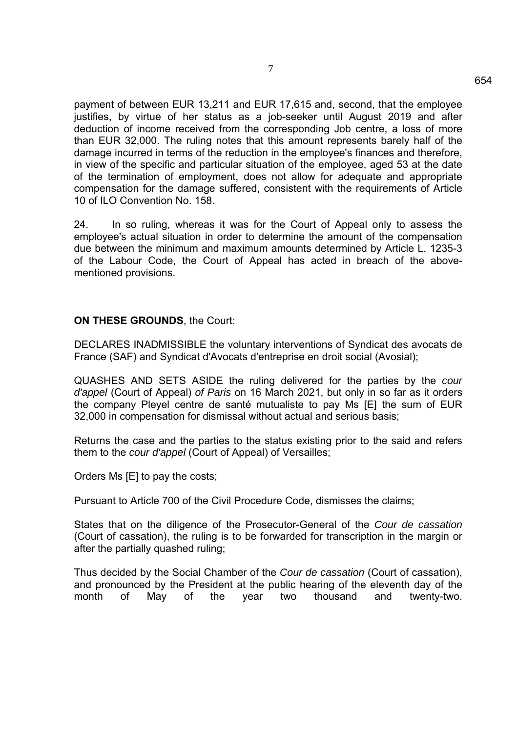payment of between EUR 13,211 and EUR 17,615 and, second, that the employee justifies, by virtue of her status as a job-seeker until August 2019 and after deduction of income received from the corresponding Job centre, a loss of more than EUR 32,000. The ruling notes that this amount represents barely half of the damage incurred in terms of the reduction in the employee's finances and therefore, in view of the specific and particular situation of the employee, aged 53 at the date of the termination of employment, does not allow for adequate and appropriate compensation for the damage suffered, consistent with the requirements of Article 10 of ILO Convention No. 158.

24. In so ruling, whereas it was for the Court of Appeal only to assess the employee's actual situation in order to determine the amount of the compensation due between the minimum and maximum amounts determined by Article L. 1235-3 of the Labour Code, the Court of Appeal has acted in breach of the above-mentioned provisions.

**ON THESE GROUNDS**, the Court:

DECLARES INADMISSIBLE the voluntary interventions of Syndicat des avocats de France (SAF) and Syndicat d'Avocats d'entreprise en droit social (Avosial);

QUASHES AND SETS ASIDE the ruling delivered for the parties by the *cour d'appel* (Court of Appeal) *of Paris* on 16 March 2021, but only in so far as it orders the company Pleyel centre de santé mutualiste to pay Ms [E] the sum of EUR 32,000 in compensation for dismissal without actual and serious basis;

Returns the case and the parties to the status existing prior to the said and refers them to the *cour d'appel* (Court of Appeal) of Versailles;

Orders Ms [E] to pay the costs;

Pursuant to Article 700 of the Civil Procedure Code, dismisses the claims;

States that on the diligence of the Prosecutor-General of the *Cour de cassation* (Court of cassation), the ruling is to be forwarded for transcription in the margin or after the partially quashed ruling;

Thus decided by the Social Chamber of the *Cour de cassation* (Court of cassation), and pronounced by the President at the public hearing of the eleventh day of the month of May of the year two thousand and twenty-two.